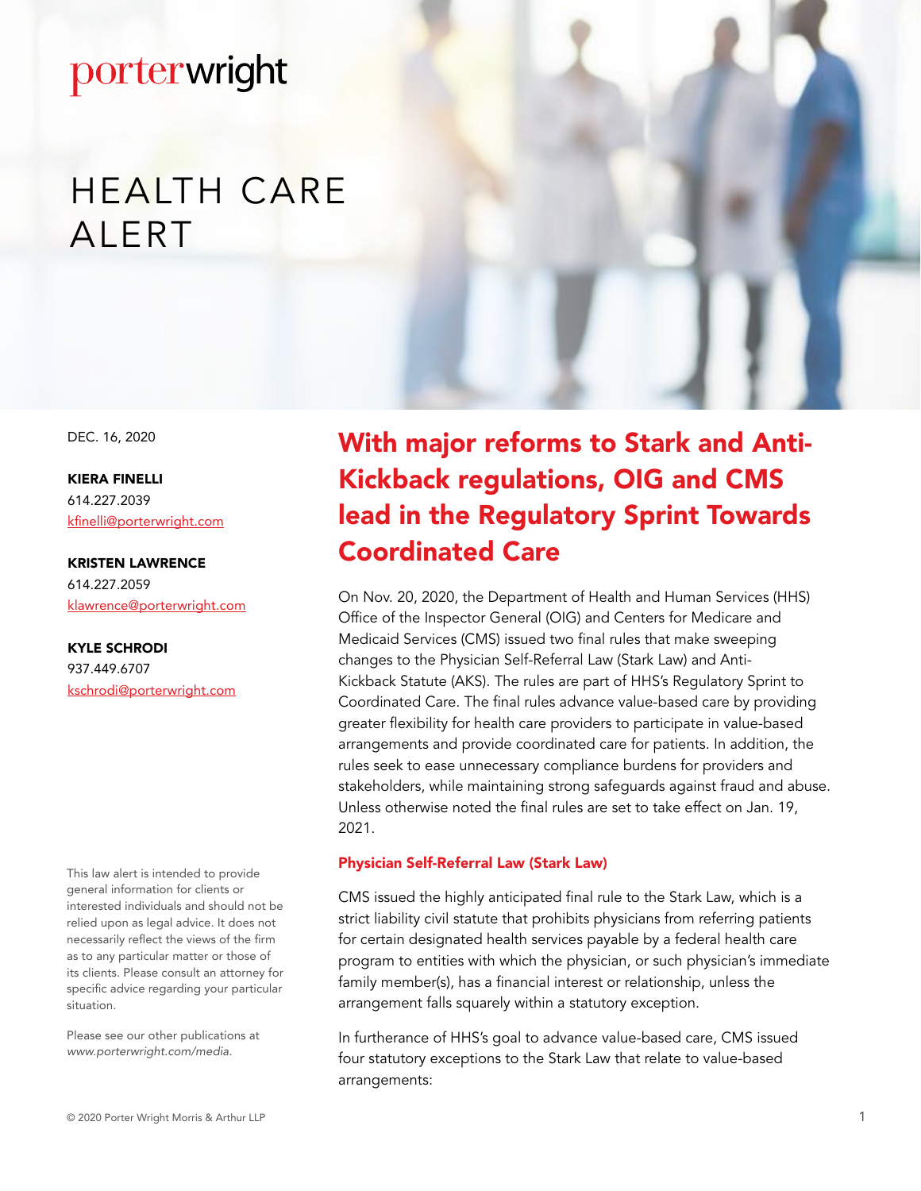porterwright

# HEALTH CARE ALERT

DEC. 16, 2020

**KIERA FINELLI**
614.227.2039
kfinelli@porterwright.com

**KRISTEN LAWRENCE**
614.227.2059
klawrence@porterwright.com

**KYLE SCHRODI**
937.449.6707
kschrodi@porterwright.com

This law alert is intended to provide general information for clients or interested individuals and should not be relied upon as legal advice. It does not necessarily reflect the views of the firm as to any particular matter or those of its clients. Please consult an attorney for specific advice regarding your particular situation.

Please see our other publications at *www.porterwright.com/media.*

## With major reforms to Stark and Anti-Kickback regulations, OIG and CMS lead in the Regulatory Sprint Towards Coordinated Care

On Nov. 20, 2020, the Department of Health and Human Services (HHS) Office of the Inspector General (OIG) and Centers for Medicare and Medicaid Services (CMS) issued two final rules that make sweeping changes to the Physician Self-Referral Law (Stark Law) and Anti-Kickback Statute (AKS). The rules are part of HHS's Regulatory Sprint to Coordinated Care. The final rules advance value-based care by providing greater flexibility for health care providers to participate in value-based arrangements and provide coordinated care for patients. In addition, the rules seek to ease unnecessary compliance burdens for providers and stakeholders, while maintaining strong safeguards against fraud and abuse. Unless otherwise noted the final rules are set to take effect on Jan. 19, 2021.

### Physician Self-Referral Law (Stark Law)

CMS issued the highly anticipated final rule to the Stark Law, which is a strict liability civil statute that prohibits physicians from referring patients for certain designated health services payable by a federal health care program to entities with which the physician, or such physician's immediate family member(s), has a financial interest or relationship, unless the arrangement falls squarely within a statutory exception.

In furtherance of HHS's goal to advance value-based care, CMS issued four statutory exceptions to the Stark Law that relate to value-based arrangements: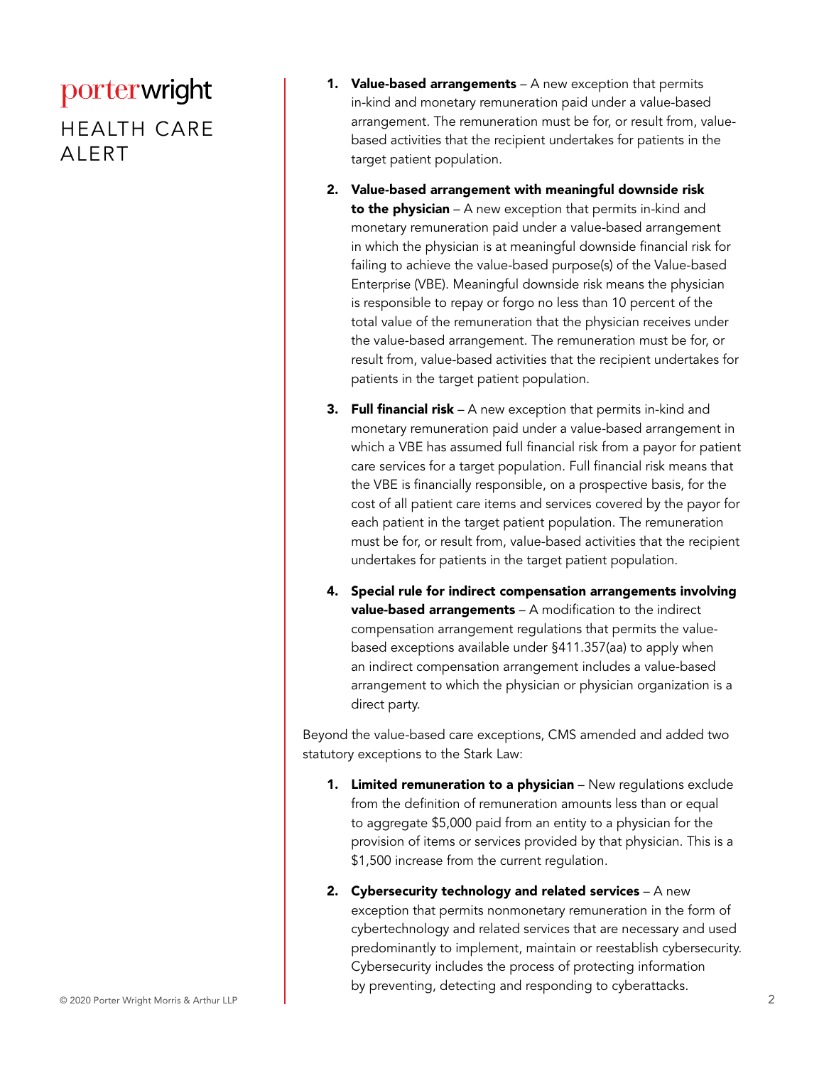1. **Value-based arrangements** – A new exception that permits in-kind and monetary remuneration paid under a value-based arrangement. The remuneration must be for, or result from, value-based activities that the recipient undertakes for patients in the target patient population.

2. **Value-based arrangement with meaningful downside risk to the physician** – A new exception that permits in-kind and monetary remuneration paid under a value-based arrangement in which the physician is at meaningful downside financial risk for failing to achieve the value-based purpose(s) of the Value-based Enterprise (VBE). Meaningful downside risk means the physician is responsible to repay or forgo no less than 10 percent of the total value of the remuneration that the physician receives under the value-based arrangement. The remuneration must be for, or result from, value-based activities that the recipient undertakes for patients in the target patient population.

3. **Full financial risk** – A new exception that permits in-kind and monetary remuneration paid under a value-based arrangement in which a VBE has assumed full financial risk from a payor for patient care services for a target population. Full financial risk means that the VBE is financially responsible, on a prospective basis, for the cost of all patient care items and services covered by the payor for each patient in the target patient population. The remuneration must be for, or result from, value-based activities that the recipient undertakes for patients in the target patient population.

4. **Special rule for indirect compensation arrangements involving value-based arrangements** – A modification to the indirect compensation arrangement regulations that permits the value-based exceptions available under §411.357(aa) to apply when an indirect compensation arrangement includes a value-based arrangement to which the physician or physician organization is a direct party.

Beyond the value-based care exceptions, CMS amended and added two statutory exceptions to the Stark Law:

1. **Limited remuneration to a physician** – New regulations exclude from the definition of remuneration amounts less than or equal to aggregate $5,000 paid from an entity to a physician for the provision of items or services provided by that physician. This is a $1,500 increase from the current regulation.

2. **Cybersecurity technology and related services** – A new exception that permits nonmonetary remuneration in the form of cybertechnology and related services that are necessary and used predominantly to implement, maintain or reestablish cybersecurity. Cybersecurity includes the process of protecting information by preventing, detecting and responding to cyberattacks.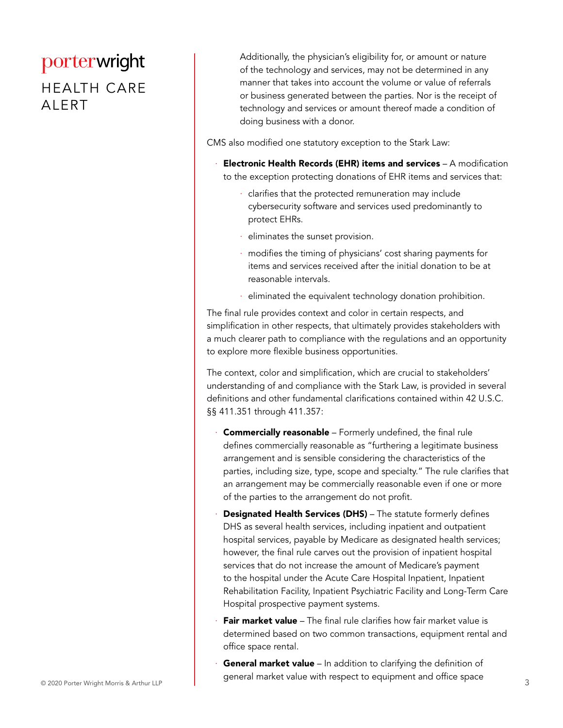Additionally, the physician's eligibility for, or amount or nature of the technology and services, may not be determined in any manner that takes into account the volume or value of referrals or business generated between the parties. Nor is the receipt of technology and services or amount thereof made a condition of doing business with a donor.

CMS also modified one statutory exception to the Stark Law:

- **Electronic Health Records (EHR) items and services** – A modification to the exception protecting donations of EHR items and services that:
  - clarifies that the protected remuneration may include cybersecurity software and services used predominantly to protect EHRs.
  - eliminates the sunset provision.
  - modifies the timing of physicians' cost sharing payments for items and services received after the initial donation to be at reasonable intervals.
  - eliminated the equivalent technology donation prohibition.

The final rule provides context and color in certain respects, and simplification in other respects, that ultimately provides stakeholders with a much clearer path to compliance with the regulations and an opportunity to explore more flexible business opportunities.

The context, color and simplification, which are crucial to stakeholders' understanding of and compliance with the Stark Law, is provided in several definitions and other fundamental clarifications contained within 42 U.S.C. §§ 411.351 through 411.357:

- **Commercially reasonable** – Formerly undefined, the final rule defines commercially reasonable as "furthering a legitimate business arrangement and is sensible considering the characteristics of the parties, including size, type, scope and specialty." The rule clarifies that an arrangement may be commercially reasonable even if one or more of the parties to the arrangement do not profit.
- **Designated Health Services (DHS)** – The statute formerly defines DHS as several health services, including inpatient and outpatient hospital services, payable by Medicare as designated health services; however, the final rule carves out the provision of inpatient hospital services that do not increase the amount of Medicare's payment to the hospital under the Acute Care Hospital Inpatient, Inpatient Rehabilitation Facility, Inpatient Psychiatric Facility and Long-Term Care Hospital prospective payment systems.
- **Fair market value** – The final rule clarifies how fair market value is determined based on two common transactions, equipment rental and office space rental.
- **General market value** – In addition to clarifying the definition of general market value with respect to equipment and office space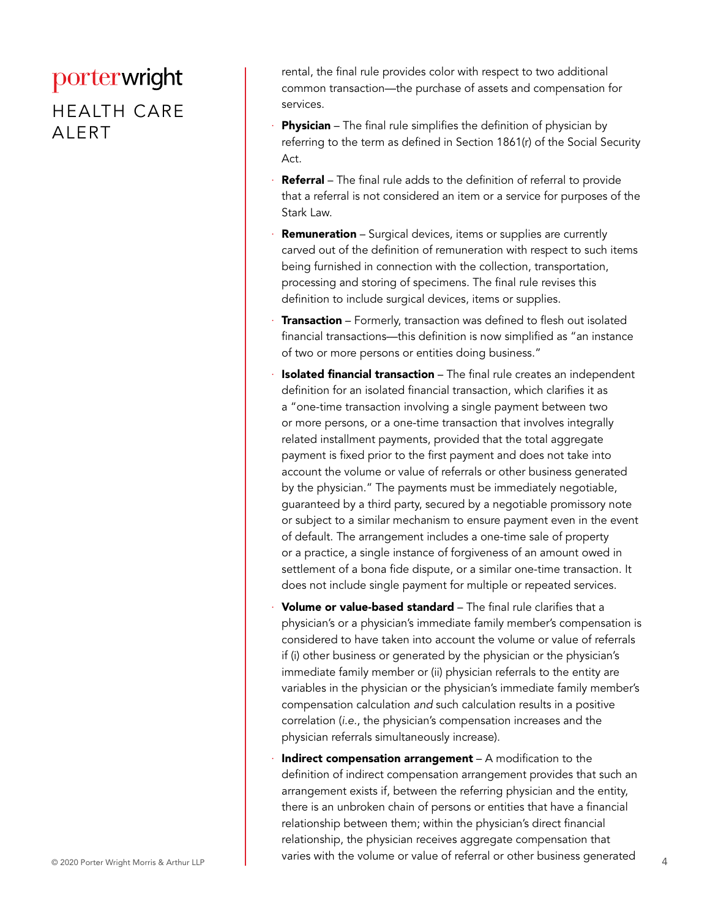rental, the final rule provides color with respect to two additional common transaction—the purchase of assets and compensation for services.

- **Physician** – The final rule simplifies the definition of physician by referring to the term as defined in Section 1861(r) of the Social Security Act.
- **Referral** – The final rule adds to the definition of referral to provide that a referral is not considered an item or a service for purposes of the Stark Law.
- **Remuneration** – Surgical devices, items or supplies are currently carved out of the definition of remuneration with respect to such items being furnished in connection with the collection, transportation, processing and storing of specimens. The final rule revises this definition to include surgical devices, items or supplies.
- **Transaction** – Formerly, transaction was defined to flesh out isolated financial transactions—this definition is now simplified as "an instance of two or more persons or entities doing business."
- **Isolated financial transaction** – The final rule creates an independent definition for an isolated financial transaction, which clarifies it as a "one-time transaction involving a single payment between two or more persons, or a one-time transaction that involves integrally related installment payments, provided that the total aggregate payment is fixed prior to the first payment and does not take into account the volume or value of referrals or other business generated by the physician." The payments must be immediately negotiable, guaranteed by a third party, secured by a negotiable promissory note or subject to a similar mechanism to ensure payment even in the event of default. The arrangement includes a one-time sale of property or a practice, a single instance of forgiveness of an amount owed in settlement of a bona fide dispute, or a similar one-time transaction. It does not include single payment for multiple or repeated services.
- **Volume or value-based standard** – The final rule clarifies that a physician's or a physician's immediate family member's compensation is considered to have taken into account the volume or value of referrals if (i) other business or generated by the physician or the physician's immediate family member or (ii) physician referrals to the entity are variables in the physician or the physician's immediate family member's compensation calculation *and* such calculation results in a positive correlation (*i.e.*, the physician's compensation increases and the physician referrals simultaneously increase).
- **Indirect compensation arrangement** – A modification to the definition of indirect compensation arrangement provides that such an arrangement exists if, between the referring physician and the entity, there is an unbroken chain of persons or entities that have a financial relationship between them; within the physician's direct financial relationship, the physician receives aggregate compensation that varies with the volume or value of referral or other business generated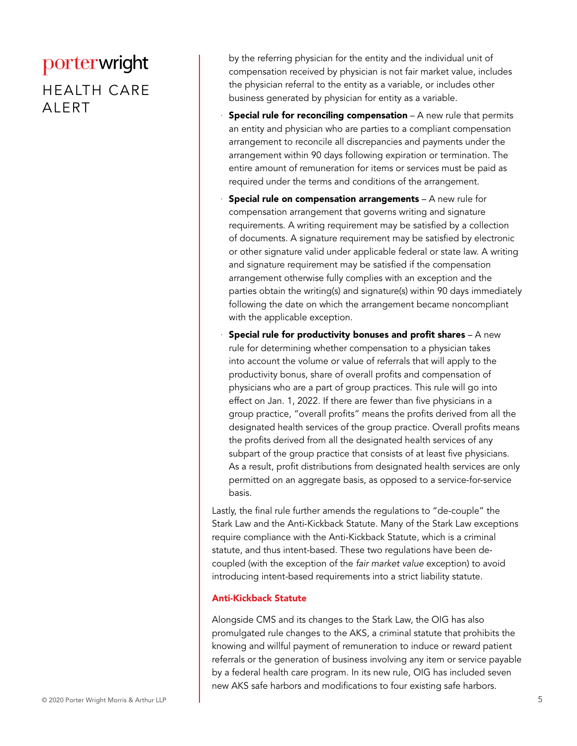by the referring physician for the entity and the individual unit of compensation received by physician is not fair market value, includes the physician referral to the entity as a variable, or includes other business generated by physician for entity as a variable.

- **Special rule for reconciling compensation** – A new rule that permits an entity and physician who are parties to a compliant compensation arrangement to reconcile all discrepancies and payments under the arrangement within 90 days following expiration or termination. The entire amount of remuneration for items or services must be paid as required under the terms and conditions of the arrangement.
- **Special rule on compensation arrangements** – A new rule for compensation arrangement that governs writing and signature requirements. A writing requirement may be satisfied by a collection of documents. A signature requirement may be satisfied by electronic or other signature valid under applicable federal or state law. A writing and signature requirement may be satisfied if the compensation arrangement otherwise fully complies with an exception and the parties obtain the writing(s) and signature(s) within 90 days immediately following the date on which the arrangement became noncompliant with the applicable exception.
- **Special rule for productivity bonuses and profit shares** – A new rule for determining whether compensation to a physician takes into account the volume or value of referrals that will apply to the productivity bonus, share of overall profits and compensation of physicians who are a part of group practices. This rule will go into effect on Jan. 1, 2022. If there are fewer than five physicians in a group practice, "overall profits" means the profits derived from all the designated health services of the group practice. Overall profits means the profits derived from all the designated health services of any subpart of the group practice that consists of at least five physicians. As a result, profit distributions from designated health services are only permitted on an aggregate basis, as opposed to a service-for-service basis.

Lastly, the final rule further amends the regulations to "de-couple" the Stark Law and the Anti-Kickback Statute. Many of the Stark Law exceptions require compliance with the Anti-Kickback Statute, which is a criminal statute, and thus intent-based. These two regulations have been de-coupled (with the exception of the *fair market value* exception) to avoid introducing intent-based requirements into a strict liability statute.

## Anti-Kickback Statute

Alongside CMS and its changes to the Stark Law, the OIG has also promulgated rule changes to the AKS, a criminal statute that prohibits the knowing and willful payment of remuneration to induce or reward patient referrals or the generation of business involving any item or service payable by a federal health care program. In its new rule, OIG has included seven new AKS safe harbors and modifications to four existing safe harbors.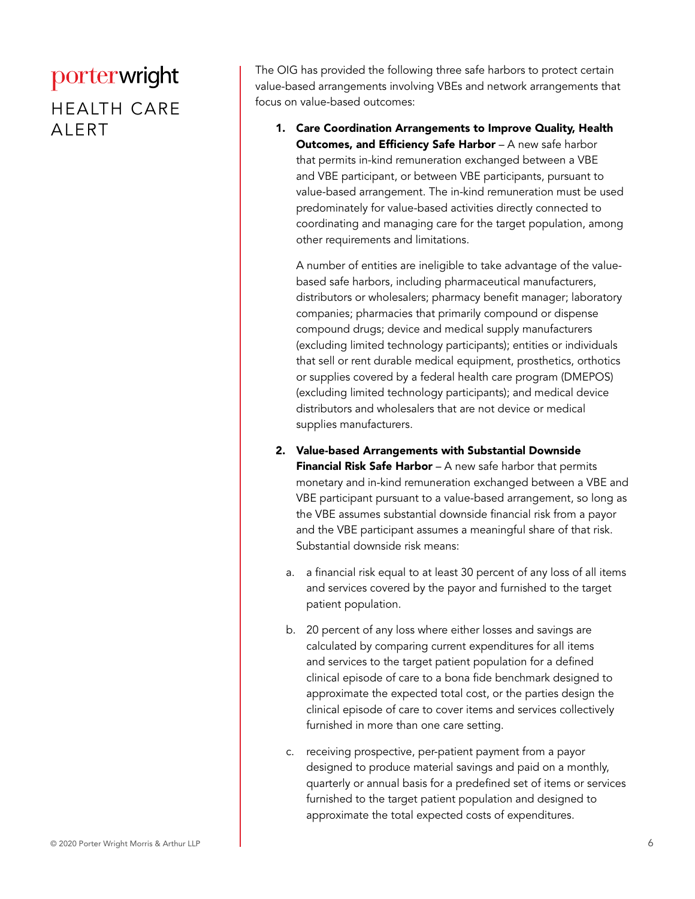The OIG has provided the following three safe harbors to protect certain value-based arrangements involving VBEs and network arrangements that focus on value-based outcomes:

1. **Care Coordination Arrangements to Improve Quality, Health Outcomes, and Efficiency Safe Harbor** – A new safe harbor that permits in-kind remuneration exchanged between a VBE and VBE participant, or between VBE participants, pursuant to value-based arrangement. The in-kind remuneration must be used predominately for value-based activities directly connected to coordinating and managing care for the target population, among other requirements and limitations.

   A number of entities are ineligible to take advantage of the value-based safe harbors, including pharmaceutical manufacturers, distributors or wholesalers; pharmacy benefit manager; laboratory companies; pharmacies that primarily compound or dispense compound drugs; device and medical supply manufacturers (excluding limited technology participants); entities or individuals that sell or rent durable medical equipment, prosthetics, orthotics or supplies covered by a federal health care program (DMEPOS) (excluding limited technology participants); and medical device distributors and wholesalers that are not device or medical supplies manufacturers.

2. **Value-based Arrangements with Substantial Downside Financial Risk Safe Harbor** – A new safe harbor that permits monetary and in-kind remuneration exchanged between a VBE and VBE participant pursuant to a value-based arrangement, so long as the VBE assumes substantial downside financial risk from a payor and the VBE participant assumes a meaningful share of that risk. Substantial downside risk means:

   a. a financial risk equal to at least 30 percent of any loss of all items and services covered by the payor and furnished to the target patient population.

   b. 20 percent of any loss where either losses and savings are calculated by comparing current expenditures for all items and services to the target patient population for a defined clinical episode of care to a bona fide benchmark designed to approximate the expected total cost, or the parties design the clinical episode of care to cover items and services collectively furnished in more than one care setting.

   c. receiving prospective, per-patient payment from a payor designed to produce material savings and paid on a monthly, quarterly or annual basis for a predefined set of items or services furnished to the target patient population and designed to approximate the total expected costs of expenditures.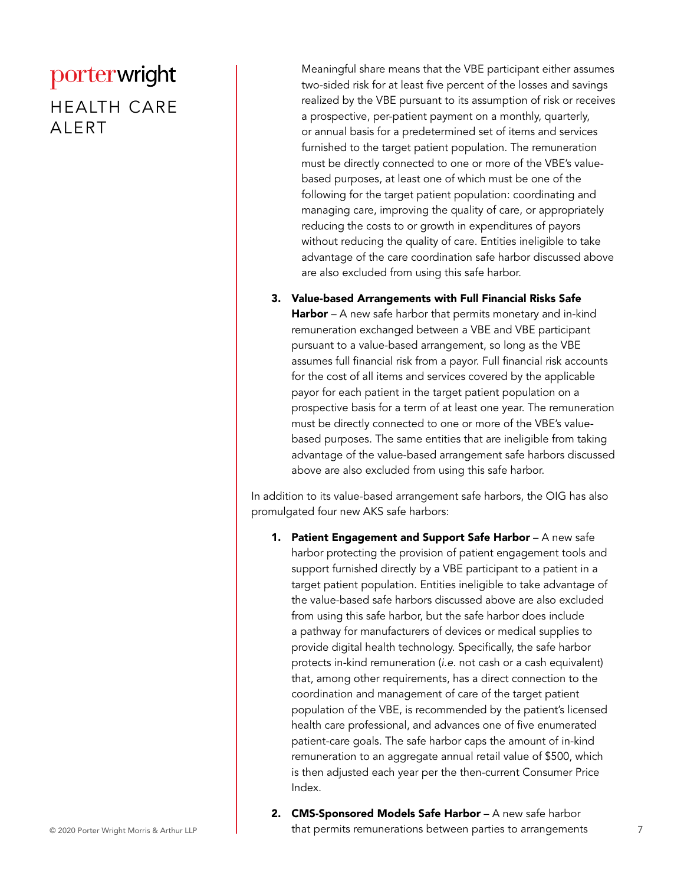Meaningful share means that the VBE participant either assumes two-sided risk for at least five percent of the losses and savings realized by the VBE pursuant to its assumption of risk or receives a prospective, per-patient payment on a monthly, quarterly, or annual basis for a predetermined set of items and services furnished to the target patient population. The remuneration must be directly connected to one or more of the VBE's value-based purposes, at least one of which must be one of the following for the target patient population: coordinating and managing care, improving the quality of care, or appropriately reducing the costs to or growth in expenditures of payors without reducing the quality of care. Entities ineligible to take advantage of the care coordination safe harbor discussed above are also excluded from using this safe harbor.

3. **Value-based Arrangements with Full Financial Risks Safe Harbor** – A new safe harbor that permits monetary and in-kind remuneration exchanged between a VBE and VBE participant pursuant to a value-based arrangement, so long as the VBE assumes full financial risk from a payor. Full financial risk accounts for the cost of all items and services covered by the applicable payor for each patient in the target patient population on a prospective basis for a term of at least one year. The remuneration must be directly connected to one or more of the VBE's value-based purposes. The same entities that are ineligible from taking advantage of the value-based arrangement safe harbors discussed above are also excluded from using this safe harbor.

In addition to its value-based arrangement safe harbors, the OIG has also promulgated four new AKS safe harbors:

1. **Patient Engagement and Support Safe Harbor** – A new safe harbor protecting the provision of patient engagement tools and support furnished directly by a VBE participant to a patient in a target patient population. Entities ineligible to take advantage of the value-based safe harbors discussed above are also excluded from using this safe harbor, but the safe harbor does include a pathway for manufacturers of devices or medical supplies to provide digital health technology. Specifically, the safe harbor protects in-kind remuneration (*i.e.* not cash or a cash equivalent) that, among other requirements, has a direct connection to the coordination and management of care of the target patient population of the VBE, is recommended by the patient's licensed health care professional, and advances one of five enumerated patient-care goals. The safe harbor caps the amount of in-kind remuneration to an aggregate annual retail value of $500, which is then adjusted each year per the then-current Consumer Price Index.

2. **CMS-Sponsored Models Safe Harbor** – A new safe harbor that permits remunerations between parties to arrangements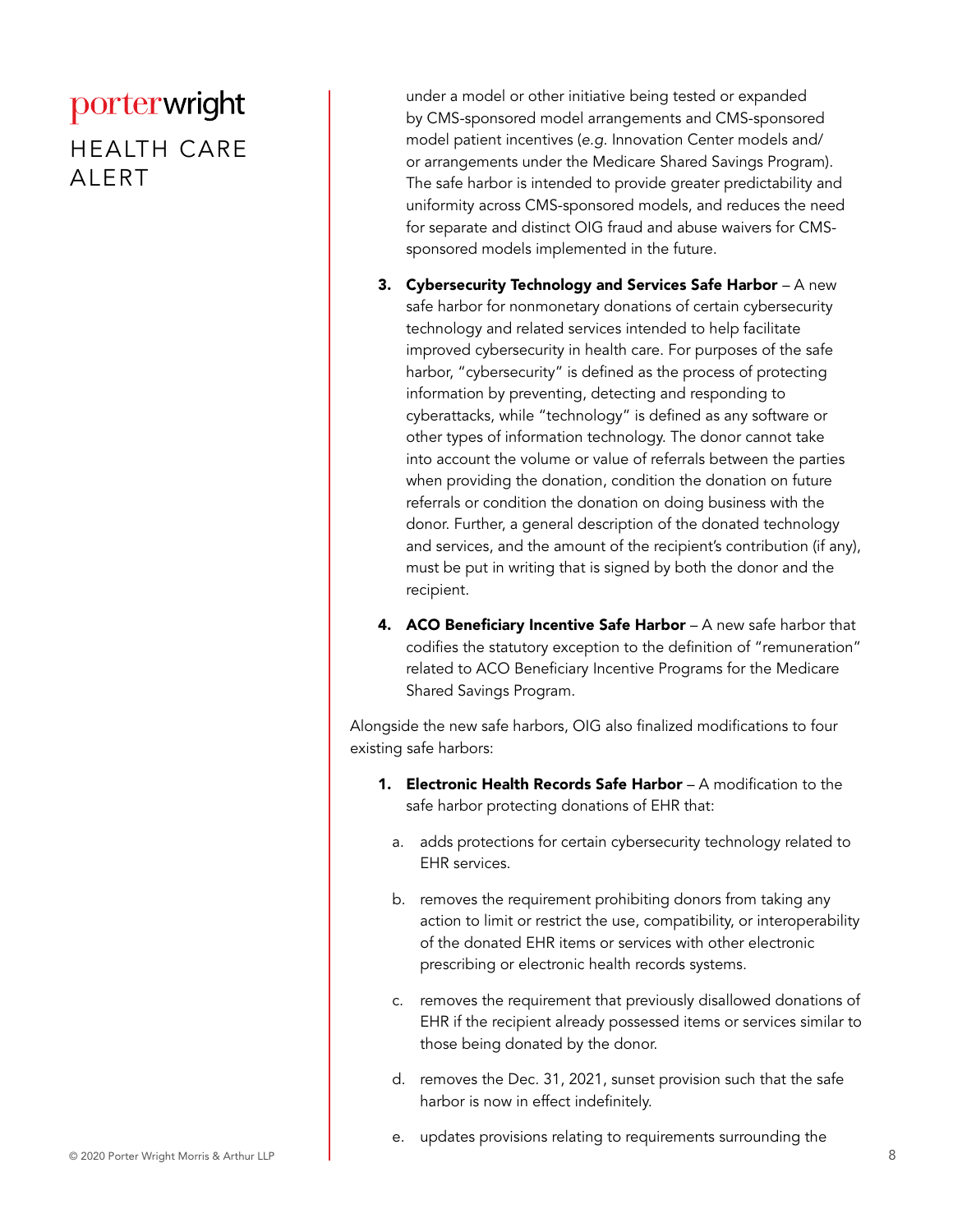under a model or other initiative being tested or expanded by CMS-sponsored model arrangements and CMS-sponsored model patient incentives (*e.g.* Innovation Center models and/or arrangements under the Medicare Shared Savings Program). The safe harbor is intended to provide greater predictability and uniformity across CMS-sponsored models, and reduces the need for separate and distinct OIG fraud and abuse waivers for CMS-sponsored models implemented in the future.

3. **Cybersecurity Technology and Services Safe Harbor** – A new safe harbor for nonmonetary donations of certain cybersecurity technology and related services intended to help facilitate improved cybersecurity in health care. For purposes of the safe harbor, "cybersecurity" is defined as the process of protecting information by preventing, detecting and responding to cyberattacks, while "technology" is defined as any software or other types of information technology. The donor cannot take into account the volume or value of referrals between the parties when providing the donation, condition the donation on future referrals or condition the donation on doing business with the donor. Further, a general description of the donated technology and services, and the amount of the recipient's contribution (if any), must be put in writing that is signed by both the donor and the recipient.

4. **ACO Beneficiary Incentive Safe Harbor** – A new safe harbor that codifies the statutory exception to the definition of "remuneration" related to ACO Beneficiary Incentive Programs for the Medicare Shared Savings Program.

Alongside the new safe harbors, OIG also finalized modifications to four existing safe harbors:

1. **Electronic Health Records Safe Harbor** – A modification to the safe harbor protecting donations of EHR that:
   a. adds protections for certain cybersecurity technology related to EHR services.
   b. removes the requirement prohibiting donors from taking any action to limit or restrict the use, compatibility, or interoperability of the donated EHR items or services with other electronic prescribing or electronic health records systems.
   c. removes the requirement that previously disallowed donations of EHR if the recipient already possessed items or services similar to those being donated by the donor.
   d. removes the Dec. 31, 2021, sunset provision such that the safe harbor is now in effect indefinitely.
   e. updates provisions relating to requirements surrounding the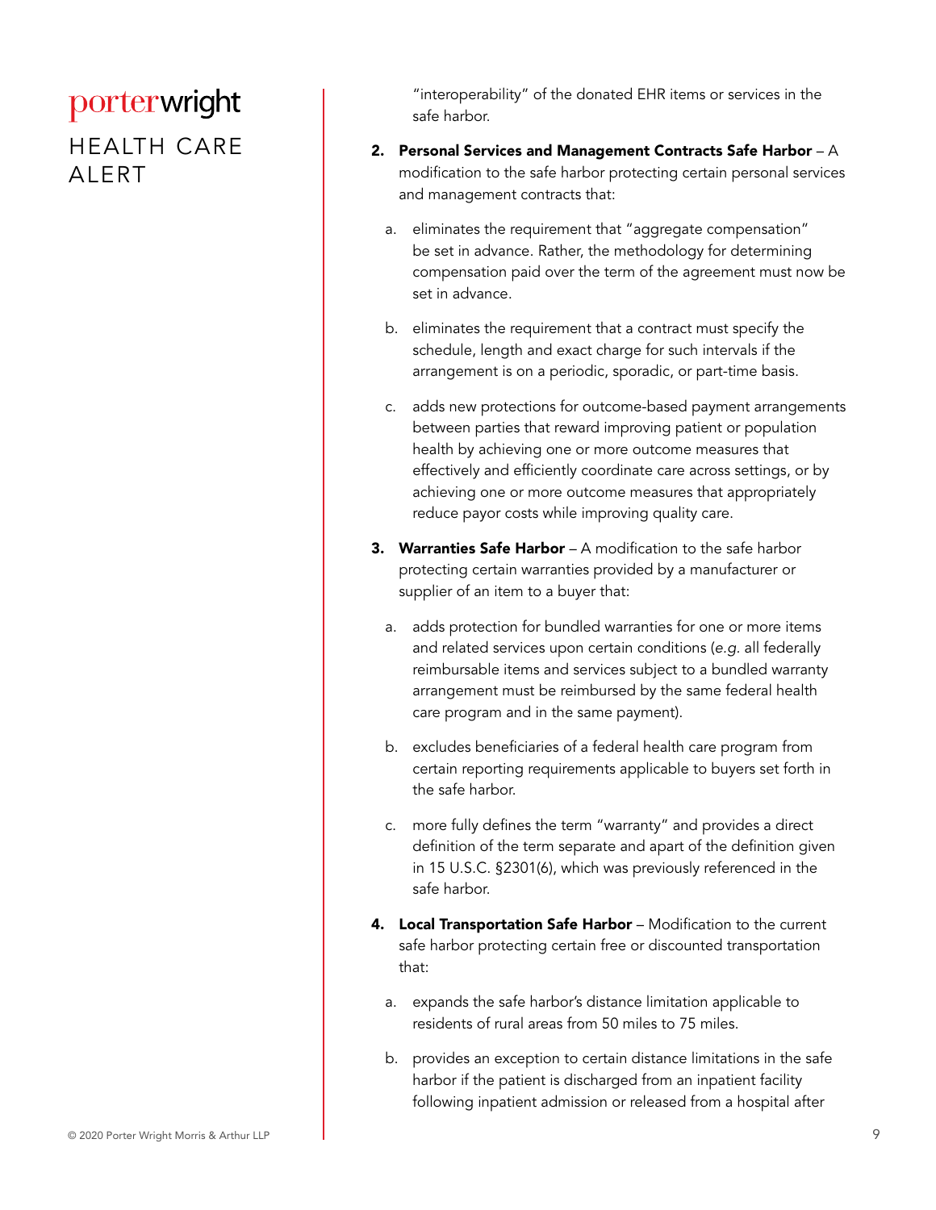"interoperability" of the donated EHR items or services in the safe harbor.

2. **Personal Services and Management Contracts Safe Harbor** – A modification to the safe harbor protecting certain personal services and management contracts that:

   a. eliminates the requirement that "aggregate compensation" be set in advance. Rather, the methodology for determining compensation paid over the term of the agreement must now be set in advance.

   b. eliminates the requirement that a contract must specify the schedule, length and exact charge for such intervals if the arrangement is on a periodic, sporadic, or part-time basis.

   c. adds new protections for outcome-based payment arrangements between parties that reward improving patient or population health by achieving one or more outcome measures that effectively and efficiently coordinate care across settings, or by achieving one or more outcome measures that appropriately reduce payor costs while improving quality care.

3. **Warranties Safe Harbor** – A modification to the safe harbor protecting certain warranties provided by a manufacturer or supplier of an item to a buyer that:

   a. adds protection for bundled warranties for one or more items and related services upon certain conditions (*e.g.* all federally reimbursable items and services subject to a bundled warranty arrangement must be reimbursed by the same federal health care program and in the same payment).

   b. excludes beneficiaries of a federal health care program from certain reporting requirements applicable to buyers set forth in the safe harbor.

   c. more fully defines the term "warranty" and provides a direct definition of the term separate and apart of the definition given in 15 U.S.C. §2301(6), which was previously referenced in the safe harbor.

4. **Local Transportation Safe Harbor** – Modification to the current safe harbor protecting certain free or discounted transportation that:

   a. expands the safe harbor's distance limitation applicable to residents of rural areas from 50 miles to 75 miles.

   b. provides an exception to certain distance limitations in the safe harbor if the patient is discharged from an inpatient facility following inpatient admission or released from a hospital after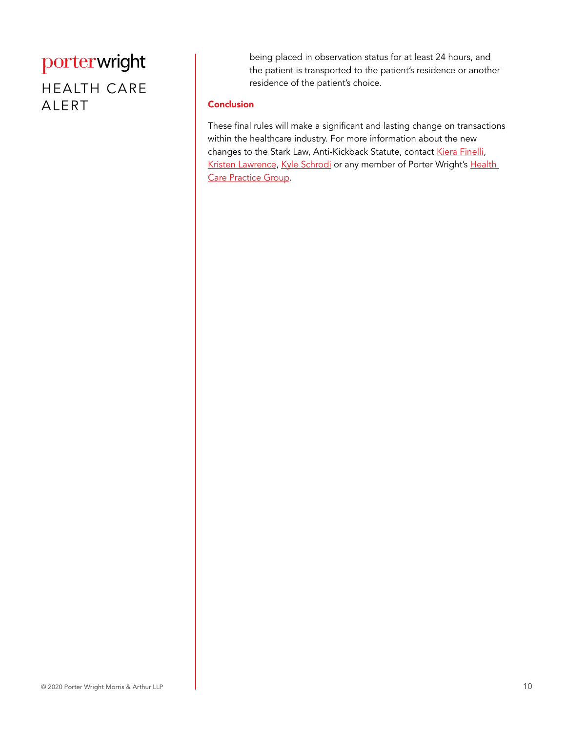being placed in observation status for at least 24 hours, and the patient is transported to the patient's residence or another residence of the patient's choice.

### Conclusion

These final rules will make a significant and lasting change on transactions within the healthcare industry. For more information about the new changes to the Stark Law, Anti-Kickback Statute, contact Kiera Finelli, Kristen Lawrence, Kyle Schrodi or any member of Porter Wright's Health Care Practice Group.